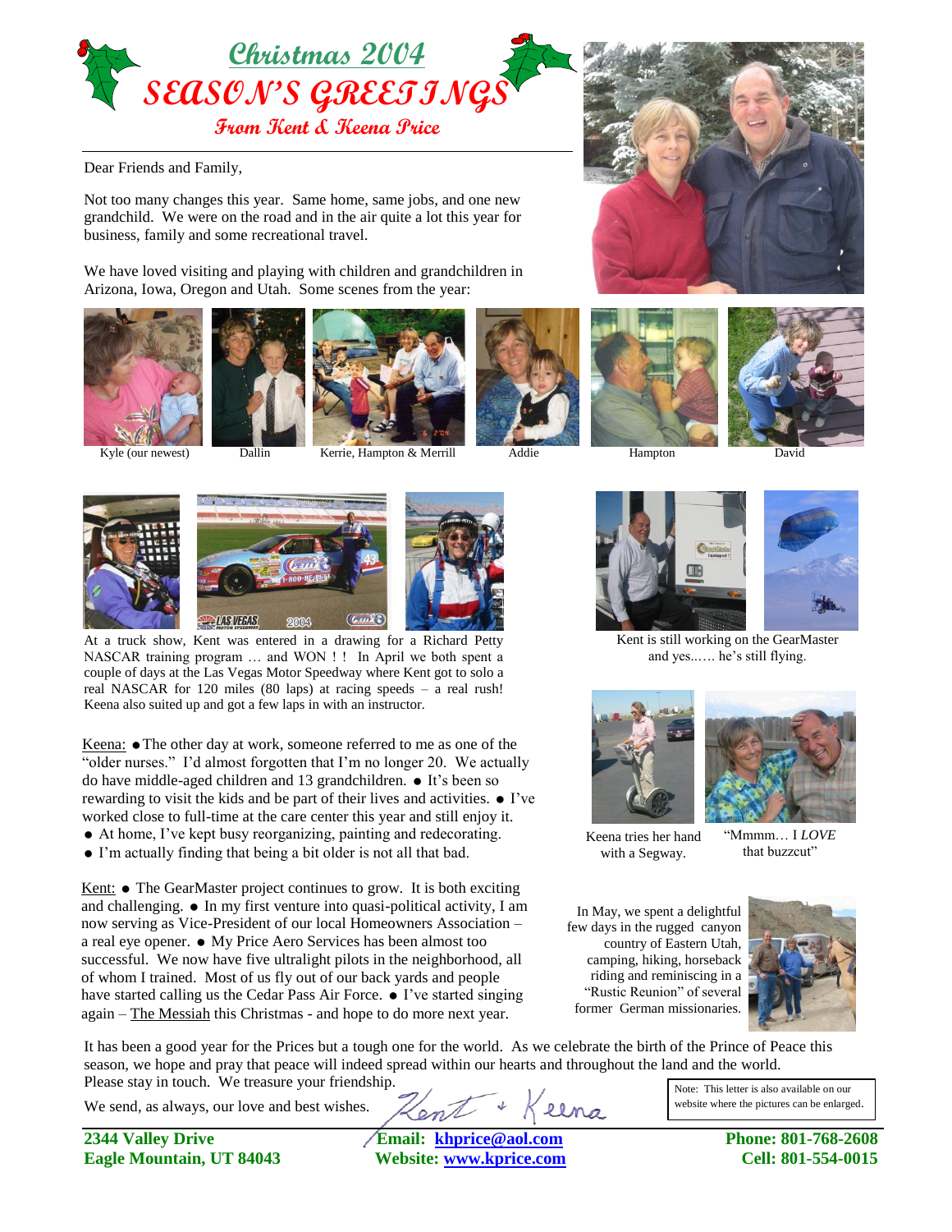# Christmas 2004

# SEASON'S GREETINGS

## From Kent & Keena Price

Dear Friends and Family,

Not too many changes this year. Same home, same jobs, and one new grandchild. We were on the road and in the air quite a lot this year for business, family and some recreational travel.

We have loved visiting and playing with children and grandchildren in Arizona, Iowa, Oregon and Utah. Some scenes from the year:

Kyle (our newest) | Dallin | Kerrie, Hampton & Merrill | Addie | Hampton | David

At a truck show, Kent was entered in a drawing for a Richard Petty NASCAR training program … and WON ! ! In April we both spent a couple of days at the Las Vegas Motor Speedway where Kent got to solo a real NASCAR for 120 miles (80 laps) at racing speeds – a real rush! Keena also suited up and got a few laps in with an instructor.

Kent is still working on the GearMaster and yes..…. he's still flying.

Keena: ● The other day at work, someone referred to me as one of the "older nurses." I'd almost forgotten that I'm no longer 20. We actually do have middle-aged children and 13 grandchildren. ● It's been so rewarding to visit the kids and be part of their lives and activities. ● I've worked close to full-time at the care center this year and still enjoy it.
● At home, I've kept busy reorganizing, painting and redecorating.
● I'm actually finding that being a bit older is not all that bad.

Keena tries her hand with a Segway.

"Mmmm… I *LOVE* that buzzcut"

Kent: ● The GearMaster project continues to grow. It is both exciting and challenging. ● In my first venture into quasi-political activity, I am now serving as Vice-President of our local Homeowners Association – a real eye opener. ● My Price Aero Services has been almost too successful. We now have five ultralight pilots in the neighborhood, all of whom I trained. Most of us fly out of our back yards and people have started calling us the Cedar Pass Air Force. ● I've started singing again – The Messiah this Christmas - and hope to do more next year.

In May, we spent a delightful few days in the rugged canyon country of Eastern Utah, camping, hiking, horseback riding and reminiscing in a "Rustic Reunion" of several former German missionaries.

It has been a good year for the Prices but a tough one for the world. As we celebrate the birth of the Prince of Peace this season, we hope and pray that peace will indeed spread within our hearts and throughout the land and the world. Please stay in touch. We treasure your friendship.

We send, as always, our love and best wishes. Kent + Keena

Note: This letter is also available on our website where the pictures can be enlarged.

**2344 Valley Drive**
**Eagle Mountain, UT 84043**

**Email: khprice@aol.com**
**Website: www.kprice.com**

**Phone: 801-768-2608**
**Cell: 801-554-0015**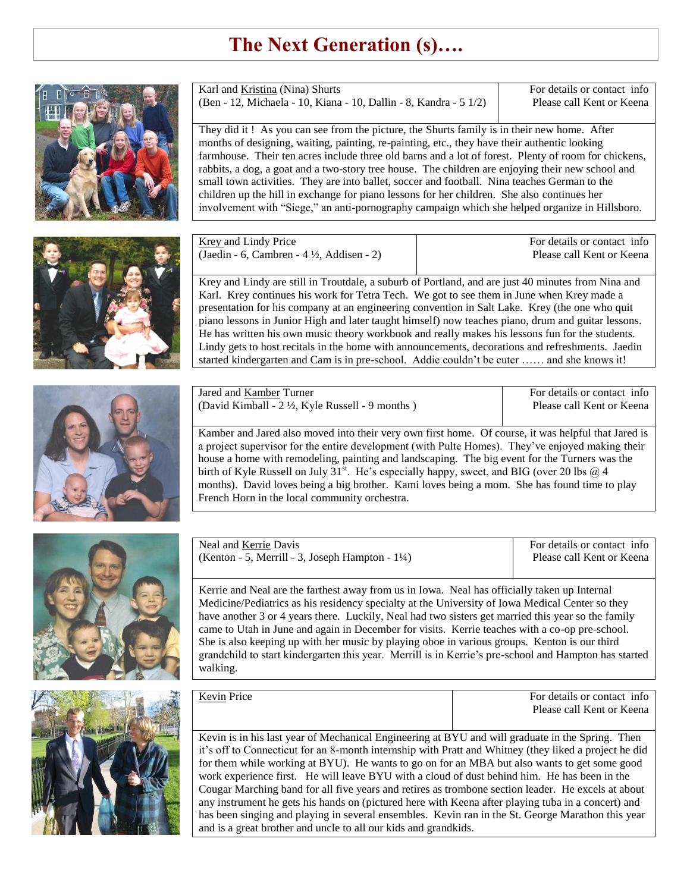# The Next Generation (s)….

Karl and Kristina (Nina) Shurts
(Ben - 12, Michaela - 10, Kiana - 10, Dallin - 8, Kandra - 5 1/2)

For details or contact info
Please call Kent or Keena

They did it ! As you can see from the picture, the Shurts family is in their new home. After months of designing, waiting, painting, re-painting, etc., they have their authentic looking farmhouse. Their ten acres include three old barns and a lot of forest. Plenty of room for chickens, rabbits, a dog, a goat and a two-story tree house. The children are enjoying their new school and small town activities. They are into ballet, soccer and football. Nina teaches German to the children up the hill in exchange for piano lessons for her children. She also continues her involvement with "Siege," an anti-pornography campaign which she helped organize in Hillsboro.

Krey and Lindy Price
(Jaedin - 6, Cambren - 4 ½, Addisen - 2)

For details or contact info
Please call Kent or Keena

Krey and Lindy are still in Troutdale, a suburb of Portland, and are just 40 minutes from Nina and Karl. Krey continues his work for Tetra Tech. We got to see them in June when Krey made a presentation for his company at an engineering convention in Salt Lake. Krey (the one who quit piano lessons in Junior High and later taught himself) now teaches piano, drum and guitar lessons. He has written his own music theory workbook and really makes his lessons fun for the students. Lindy gets to host recitals in the home with announcements, decorations and refreshments. Jaedin started kindergarten and Cam is in pre-school. Addie couldn't be cuter …… and she knows it!

Jared and Kamber Turner
(David Kimball - 2 ½, Kyle Russell - 9 months )

For details or contact info
Please call Kent or Keena

Kamber and Jared also moved into their very own first home. Of course, it was helpful that Jared is a project supervisor for the entire development (with Pulte Homes). They've enjoyed making their house a home with remodeling, painting and landscaping. The big event for the Turners was the birth of Kyle Russell on July 31st. He's especially happy, sweet, and BIG (over 20 lbs @ 4 months). David loves being a big brother. Kami loves being a mom. She has found time to play French Horn in the local community orchestra.

Neal and Kerrie Davis
(Kenton - 5, Merrill - 3, Joseph Hampton - 1¼)

For details or contact info
Please call Kent or Keena

Kerrie and Neal are the farthest away from us in Iowa. Neal has officially taken up Internal Medicine/Pediatrics as his residency specialty at the University of Iowa Medical Center so they have another 3 or 4 years there. Luckily, Neal had two sisters get married this year so the family came to Utah in June and again in December for visits. Kerrie teaches with a co-op pre-school. She is also keeping up with her music by playing oboe in various groups. Kenton is our third grandchild to start kindergarten this year. Merrill is in Kerrie's pre-school and Hampton has started walking.

Kevin Price

For details or contact info
Please call Kent or Keena

Kevin is in his last year of Mechanical Engineering at BYU and will graduate in the Spring. Then it's off to Connecticut for an 8-month internship with Pratt and Whitney (they liked a project he did for them while working at BYU). He wants to go on for an MBA but also wants to get some good work experience first. He will leave BYU with a cloud of dust behind him. He has been in the Cougar Marching band for all five years and retires as trombone section leader. He excels at about any instrument he gets his hands on (pictured here with Keena after playing tuba in a concert) and has been singing and playing in several ensembles. Kevin ran in the St. George Marathon this year and is a great brother and uncle to all our kids and grandkids.